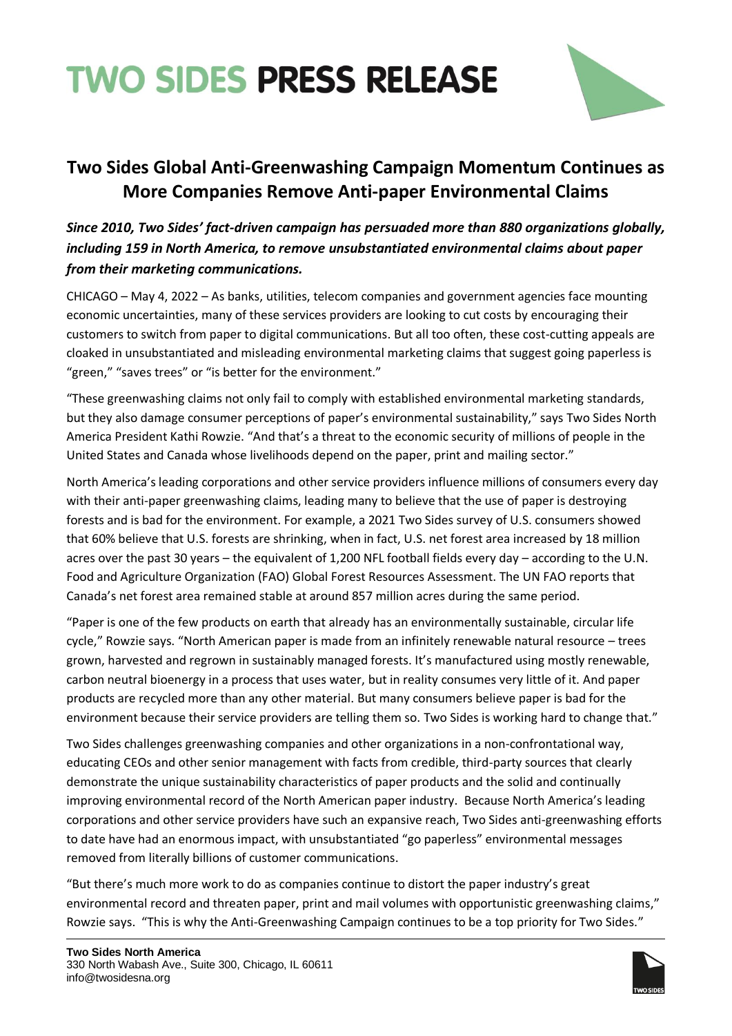# TWO SIDES PRESS RELEASE

## Two Sides Global Anti-Greenwashing Campaign Momentum Continues as More Companies Remove Anti-paper Environmental Claims

***Since 2010, Two Sides' fact-driven campaign has persuaded more than 880 organizations globally, including 159 in North America, to remove unsubstantiated environmental claims about paper from their marketing communications.***

CHICAGO – May 4, 2022 – As banks, utilities, telecom companies and government agencies face mounting economic uncertainties, many of these services providers are looking to cut costs by encouraging their customers to switch from paper to digital communications. But all too often, these cost-cutting appeals are cloaked in unsubstantiated and misleading environmental marketing claims that suggest going paperless is "green," "saves trees" or "is better for the environment."

"These greenwashing claims not only fail to comply with established environmental marketing standards, but they also damage consumer perceptions of paper's environmental sustainability," says Two Sides North America President Kathi Rowzie. "And that's a threat to the economic security of millions of people in the United States and Canada whose livelihoods depend on the paper, print and mailing sector."

North America's leading corporations and other service providers influence millions of consumers every day with their anti-paper greenwashing claims, leading many to believe that the use of paper is destroying forests and is bad for the environment. For example, a 2021 Two Sides survey of U.S. consumers showed that 60% believe that U.S. forests are shrinking, when in fact, U.S. net forest area increased by 18 million acres over the past 30 years – the equivalent of 1,200 NFL football fields every day – according to the U.N. Food and Agriculture Organization (FAO) Global Forest Resources Assessment. The UN FAO reports that Canada's net forest area remained stable at around 857 million acres during the same period.

"Paper is one of the few products on earth that already has an environmentally sustainable, circular life cycle," Rowzie says. "North American paper is made from an infinitely renewable natural resource – trees grown, harvested and regrown in sustainably managed forests. It's manufactured using mostly renewable, carbon neutral bioenergy in a process that uses water, but in reality consumes very little of it. And paper products are recycled more than any other material. But many consumers believe paper is bad for the environment because their service providers are telling them so. Two Sides is working hard to change that."

Two Sides challenges greenwashing companies and other organizations in a non-confrontational way, educating CEOs and other senior management with facts from credible, third-party sources that clearly demonstrate the unique sustainability characteristics of paper products and the solid and continually improving environmental record of the North American paper industry. Because North America's leading corporations and other service providers have such an expansive reach, Two Sides anti-greenwashing efforts to date have had an enormous impact, with unsubstantiated "go paperless" environmental messages removed from literally billions of customer communications.

"But there's much more work to do as companies continue to distort the paper industry's great environmental record and threaten paper, print and mail volumes with opportunistic greenwashing claims," Rowzie says. "This is why the Anti-Greenwashing Campaign continues to be a top priority for Two Sides."

**Two Sides North America**
330 North Wabash Ave., Suite 300, Chicago, IL 60611
info@twosidesna.org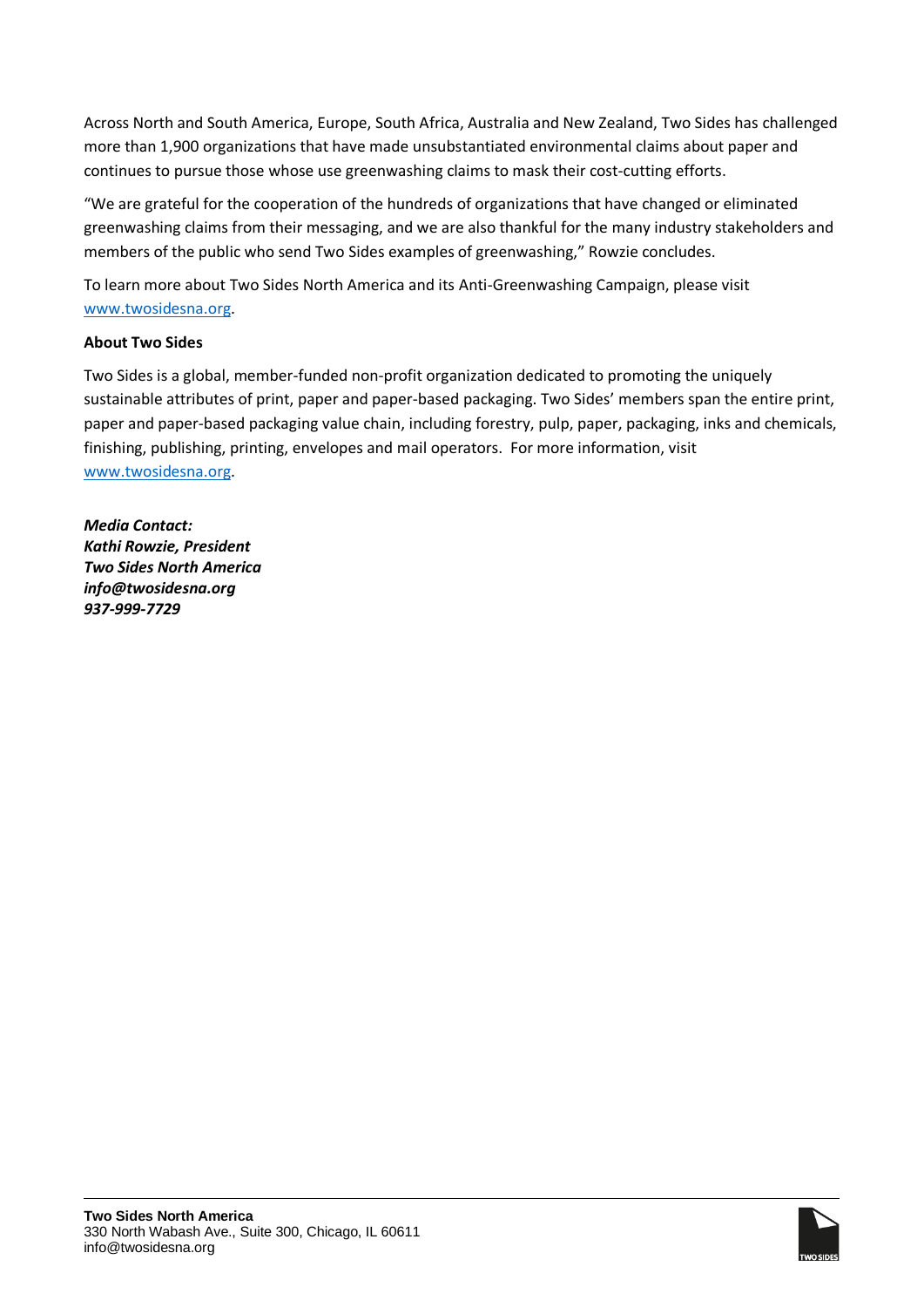Across North and South America, Europe, South Africa, Australia and New Zealand, Two Sides has challenged more than 1,900 organizations that have made unsubstantiated environmental claims about paper and continues to pursue those whose use greenwashing claims to mask their cost-cutting efforts.

"We are grateful for the cooperation of the hundreds of organizations that have changed or eliminated greenwashing claims from their messaging, and we are also thankful for the many industry stakeholders and members of the public who send Two Sides examples of greenwashing," Rowzie concludes.

To learn more about Two Sides North America and its Anti-Greenwashing Campaign, please visit [www.twosidesna.org](http://www.twosidesna.org).

**About Two Sides**

Two Sides is a global, member-funded non-profit organization dedicated to promoting the uniquely sustainable attributes of print, paper and paper-based packaging. Two Sides' members span the entire print, paper and paper-based packaging value chain, including forestry, pulp, paper, packaging, inks and chemicals, finishing, publishing, printing, envelopes and mail operators. For more information, visit [www.twosidesna.org](http://www.twosidesna.org).

***Media Contact:***
***Kathi Rowzie, President***
***Two Sides North America***
***info@twosidesna.org***
***937-999-7729***